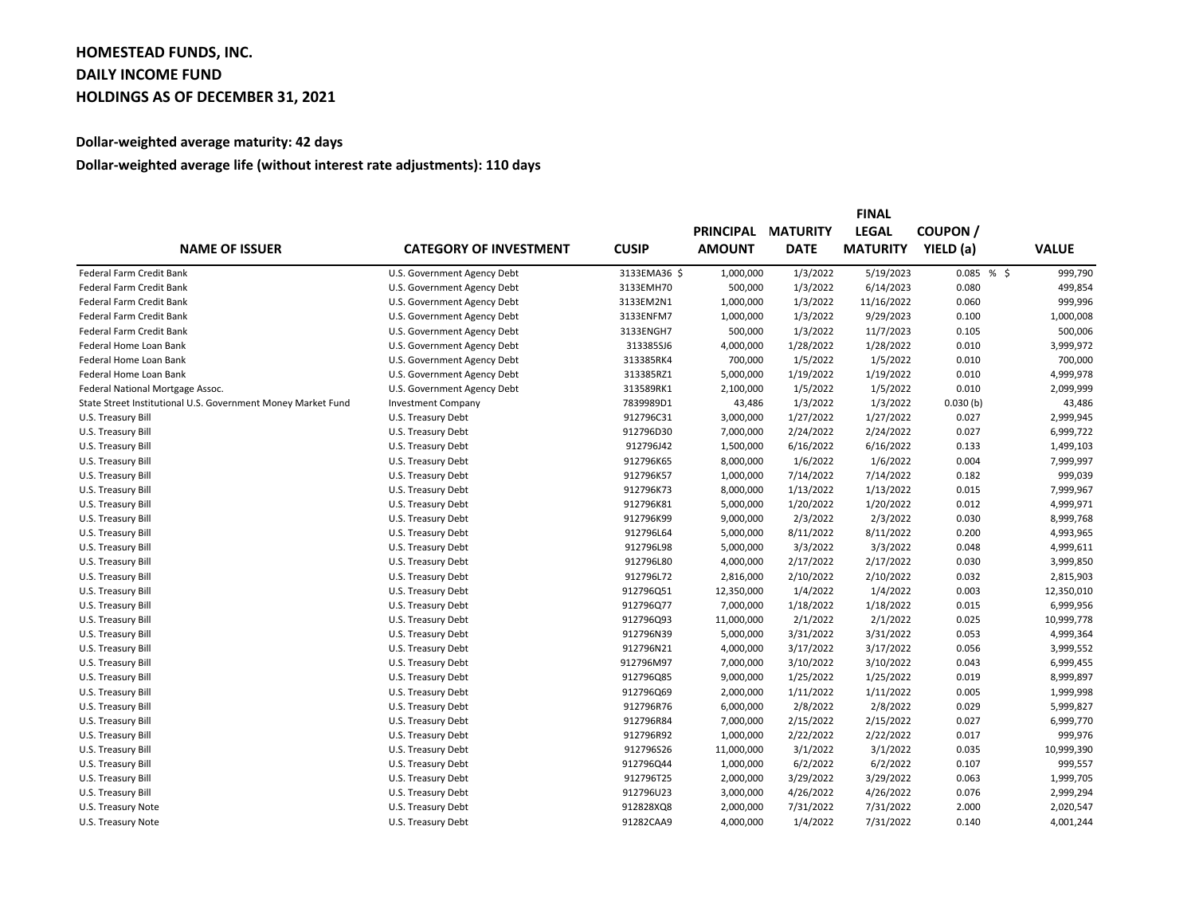# HOMESTEAD FUNDS, INC.
# DAILY INCOME FUND
# HOLDINGS AS OF DECEMBER 31, 2021

**Dollar-weighted average maturity: 42 days**

**Dollar-weighted average life (without interest rate adjustments): 110 days**

| NAME OF ISSUER | CATEGORY OF INVESTMENT | CUSIP | PRINCIPAL AMOUNT | MATURITY DATE | FINAL LEGAL MATURITY | COUPON / YIELD (a) | VALUE |
|---|---|---|---|---|---|---|---|
| Federal Farm Credit Bank | U.S. Government Agency Debt | 3133EMA36 $ | 1,000,000 | 1/3/2022 | 5/19/2023 | 0.085 % $ | 999,790 |
| Federal Farm Credit Bank | U.S. Government Agency Debt | 3133EMH70 | 500,000 | 1/3/2022 | 6/14/2023 | 0.080 | 499,854 |
| Federal Farm Credit Bank | U.S. Government Agency Debt | 3133EM2N1 | 1,000,000 | 1/3/2022 | 11/16/2022 | 0.060 | 999,996 |
| Federal Farm Credit Bank | U.S. Government Agency Debt | 3133ENFM7 | 1,000,000 | 1/3/2022 | 9/29/2023 | 0.100 | 1,000,008 |
| Federal Farm Credit Bank | U.S. Government Agency Debt | 3133ENGH7 | 500,000 | 1/3/2022 | 11/7/2023 | 0.105 | 500,006 |
| Federal Home Loan Bank | U.S. Government Agency Debt | 313385SJ6 | 4,000,000 | 1/28/2022 | 1/28/2022 | 0.010 | 3,999,972 |
| Federal Home Loan Bank | U.S. Government Agency Debt | 313385RK4 | 700,000 | 1/5/2022 | 1/5/2022 | 0.010 | 700,000 |
| Federal Home Loan Bank | U.S. Government Agency Debt | 313385RZ1 | 5,000,000 | 1/19/2022 | 1/19/2022 | 0.010 | 4,999,978 |
| Federal National Mortgage Assoc. | U.S. Government Agency Debt | 313589RK1 | 2,100,000 | 1/5/2022 | 1/5/2022 | 0.010 | 2,099,999 |
| State Street Institutional U.S. Government Money Market Fund | Investment Company | 7839989D1 | 43,486 | 1/3/2022 | 1/3/2022 | 0.030 (b) | 43,486 |
| U.S. Treasury Bill | U.S. Treasury Debt | 912796C31 | 3,000,000 | 1/27/2022 | 1/27/2022 | 0.027 | 2,999,945 |
| U.S. Treasury Bill | U.S. Treasury Debt | 912796D30 | 7,000,000 | 2/24/2022 | 2/24/2022 | 0.027 | 6,999,722 |
| U.S. Treasury Bill | U.S. Treasury Debt | 912796J42 | 1,500,000 | 6/16/2022 | 6/16/2022 | 0.133 | 1,499,103 |
| U.S. Treasury Bill | U.S. Treasury Debt | 912796K65 | 8,000,000 | 1/6/2022 | 1/6/2022 | 0.004 | 7,999,997 |
| U.S. Treasury Bill | U.S. Treasury Debt | 912796K57 | 1,000,000 | 7/14/2022 | 7/14/2022 | 0.182 | 999,039 |
| U.S. Treasury Bill | U.S. Treasury Debt | 912796K73 | 8,000,000 | 1/13/2022 | 1/13/2022 | 0.015 | 7,999,967 |
| U.S. Treasury Bill | U.S. Treasury Debt | 912796K81 | 5,000,000 | 1/20/2022 | 1/20/2022 | 0.012 | 4,999,971 |
| U.S. Treasury Bill | U.S. Treasury Debt | 912796K99 | 9,000,000 | 2/3/2022 | 2/3/2022 | 0.030 | 8,999,768 |
| U.S. Treasury Bill | U.S. Treasury Debt | 912796L64 | 5,000,000 | 8/11/2022 | 8/11/2022 | 0.200 | 4,993,965 |
| U.S. Treasury Bill | U.S. Treasury Debt | 912796L98 | 5,000,000 | 3/3/2022 | 3/3/2022 | 0.048 | 4,999,611 |
| U.S. Treasury Bill | U.S. Treasury Debt | 912796L80 | 4,000,000 | 2/17/2022 | 2/17/2022 | 0.030 | 3,999,850 |
| U.S. Treasury Bill | U.S. Treasury Debt | 912796L72 | 2,816,000 | 2/10/2022 | 2/10/2022 | 0.032 | 2,815,903 |
| U.S. Treasury Bill | U.S. Treasury Debt | 912796Q51 | 12,350,000 | 1/4/2022 | 1/4/2022 | 0.003 | 12,350,010 |
| U.S. Treasury Bill | U.S. Treasury Debt | 912796Q77 | 7,000,000 | 1/18/2022 | 1/18/2022 | 0.015 | 6,999,956 |
| U.S. Treasury Bill | U.S. Treasury Debt | 912796Q93 | 11,000,000 | 2/1/2022 | 2/1/2022 | 0.025 | 10,999,778 |
| U.S. Treasury Bill | U.S. Treasury Debt | 912796N39 | 5,000,000 | 3/31/2022 | 3/31/2022 | 0.053 | 4,999,364 |
| U.S. Treasury Bill | U.S. Treasury Debt | 912796N21 | 4,000,000 | 3/17/2022 | 3/17/2022 | 0.056 | 3,999,552 |
| U.S. Treasury Bill | U.S. Treasury Debt | 912796M97 | 7,000,000 | 3/10/2022 | 3/10/2022 | 0.043 | 6,999,455 |
| U.S. Treasury Bill | U.S. Treasury Debt | 912796Q85 | 9,000,000 | 1/25/2022 | 1/25/2022 | 0.019 | 8,999,897 |
| U.S. Treasury Bill | U.S. Treasury Debt | 912796Q69 | 2,000,000 | 1/11/2022 | 1/11/2022 | 0.005 | 1,999,998 |
| U.S. Treasury Bill | U.S. Treasury Debt | 912796R76 | 6,000,000 | 2/8/2022 | 2/8/2022 | 0.029 | 5,999,827 |
| U.S. Treasury Bill | U.S. Treasury Debt | 912796R84 | 7,000,000 | 2/15/2022 | 2/15/2022 | 0.027 | 6,999,770 |
| U.S. Treasury Bill | U.S. Treasury Debt | 912796R92 | 1,000,000 | 2/22/2022 | 2/22/2022 | 0.017 | 999,976 |
| U.S. Treasury Bill | U.S. Treasury Debt | 912796S26 | 11,000,000 | 3/1/2022 | 3/1/2022 | 0.035 | 10,999,390 |
| U.S. Treasury Bill | U.S. Treasury Debt | 912796Q44 | 1,000,000 | 6/2/2022 | 6/2/2022 | 0.107 | 999,557 |
| U.S. Treasury Bill | U.S. Treasury Debt | 912796T25 | 2,000,000 | 3/29/2022 | 3/29/2022 | 0.063 | 1,999,705 |
| U.S. Treasury Bill | U.S. Treasury Debt | 912796U23 | 3,000,000 | 4/26/2022 | 4/26/2022 | 0.076 | 2,999,294 |
| U.S. Treasury Note | U.S. Treasury Debt | 912828XQ8 | 2,000,000 | 7/31/2022 | 7/31/2022 | 2.000 | 2,020,547 |
| U.S. Treasury Note | U.S. Treasury Debt | 91282CAA9 | 4,000,000 | 1/4/2022 | 7/31/2022 | 0.140 | 4,001,244 |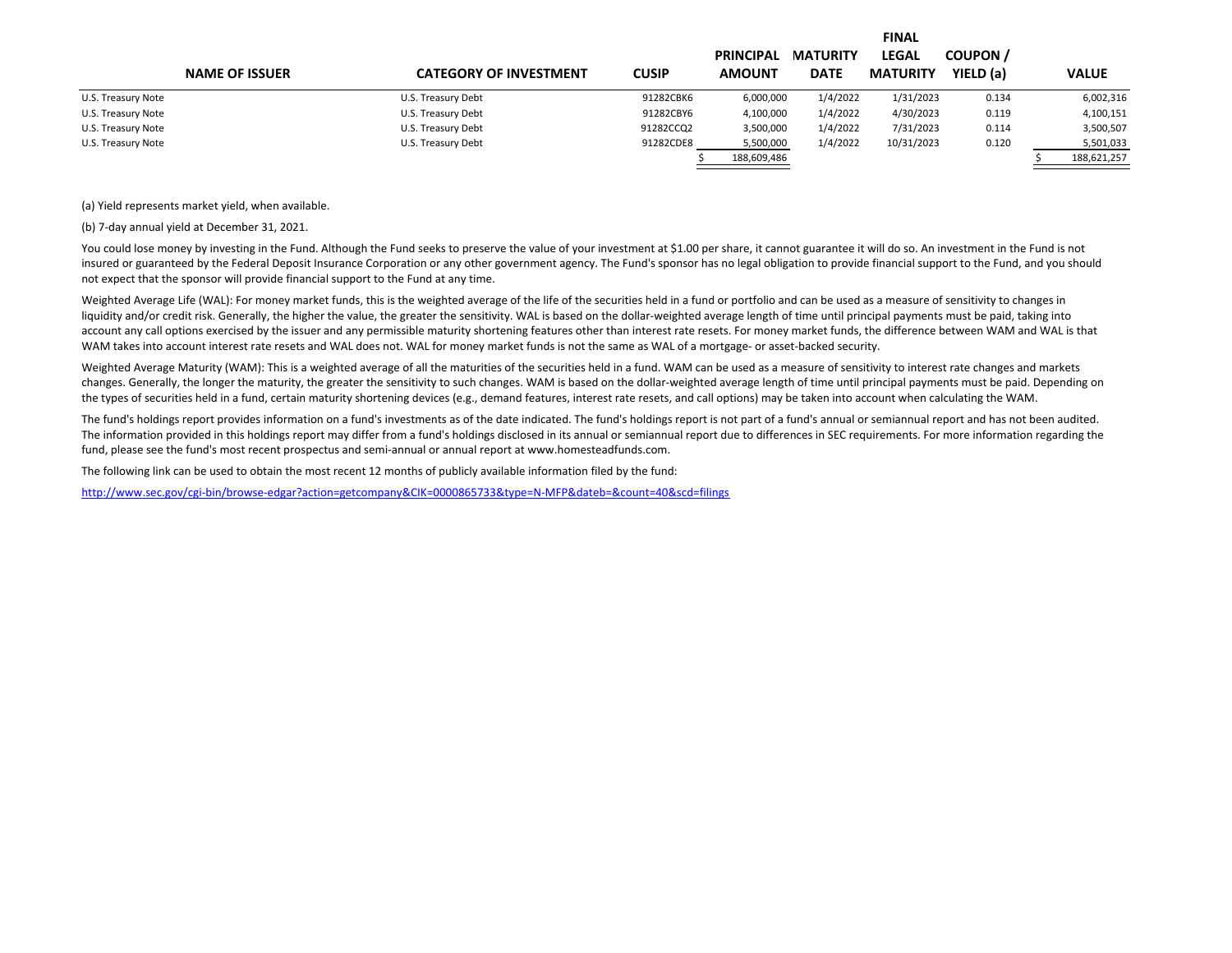| NAME OF ISSUER | CATEGORY OF INVESTMENT | CUSIP | PRINCIPAL AMOUNT | MATURITY DATE | FINAL LEGAL MATURITY | COUPON / YIELD (a) | VALUE |
|---|---|---|---|---|---|---|---|
| U.S. Treasury Note | U.S. Treasury Debt | 91282CBK6 | 6,000,000 | 1/4/2022 | 1/31/2023 | 0.134 | 6,002,316 |
| U.S. Treasury Note | U.S. Treasury Debt | 91282CBY6 | 4,100,000 | 1/4/2022 | 4/30/2023 | 0.119 | 4,100,151 |
| U.S. Treasury Note | U.S. Treasury Debt | 91282CCQ2 | 3,500,000 | 1/4/2022 | 7/31/2023 | 0.114 | 3,500,507 |
| U.S. Treasury Note | U.S. Treasury Debt | 91282CDE8 | 5,500,000 | 1/4/2022 | 10/31/2023 | 0.120 | 5,501,033 |
| | | | $ 188,609,486 | | | | $ 188,621,257 |

(a) Yield represents market yield, when available.

(b) 7-day annual yield at December 31, 2021.

You could lose money by investing in the Fund. Although the Fund seeks to preserve the value of your investment at $1.00 per share, it cannot guarantee it will do so. An investment in the Fund is not insured or guaranteed by the Federal Deposit Insurance Corporation or any other government agency. The Fund's sponsor has no legal obligation to provide financial support to the Fund, and you should not expect that the sponsor will provide financial support to the Fund at any time.

Weighted Average Life (WAL): For money market funds, this is the weighted average of the life of the securities held in a fund or portfolio and can be used as a measure of sensitivity to changes in liquidity and/or credit risk. Generally, the higher the value, the greater the sensitivity. WAL is based on the dollar-weighted average length of time until principal payments must be paid, taking into account any call options exercised by the issuer and any permissible maturity shortening features other than interest rate resets. For money market funds, the difference between WAM and WAL is that WAM takes into account interest rate resets and WAL does not. WAL for money market funds is not the same as WAL of a mortgage- or asset-backed security.

Weighted Average Maturity (WAM): This is a weighted average of all the maturities of the securities held in a fund. WAM can be used as a measure of sensitivity to interest rate changes and markets changes. Generally, the longer the maturity, the greater the sensitivity to such changes. WAM is based on the dollar-weighted average length of time until principal payments must be paid. Depending on the types of securities held in a fund, certain maturity shortening devices (e.g., demand features, interest rate resets, and call options) may be taken into account when calculating the WAM.

The fund's holdings report provides information on a fund's investments as of the date indicated. The fund's holdings report is not part of a fund's annual or semiannual report and has not been audited. The information provided in this holdings report may differ from a fund's holdings disclosed in its annual or semiannual report due to differences in SEC requirements. For more information regarding the fund, please see the fund's most recent prospectus and semi-annual or annual report at www.homesteadfunds.com.

The following link can be used to obtain the most recent 12 months of publicly available information filed by the fund:

http://www.sec.gov/cgi-bin/browse-edgar?action=getcompany&CIK=0000865733&type=N-MFP&dateb=&count=40&scd=filings